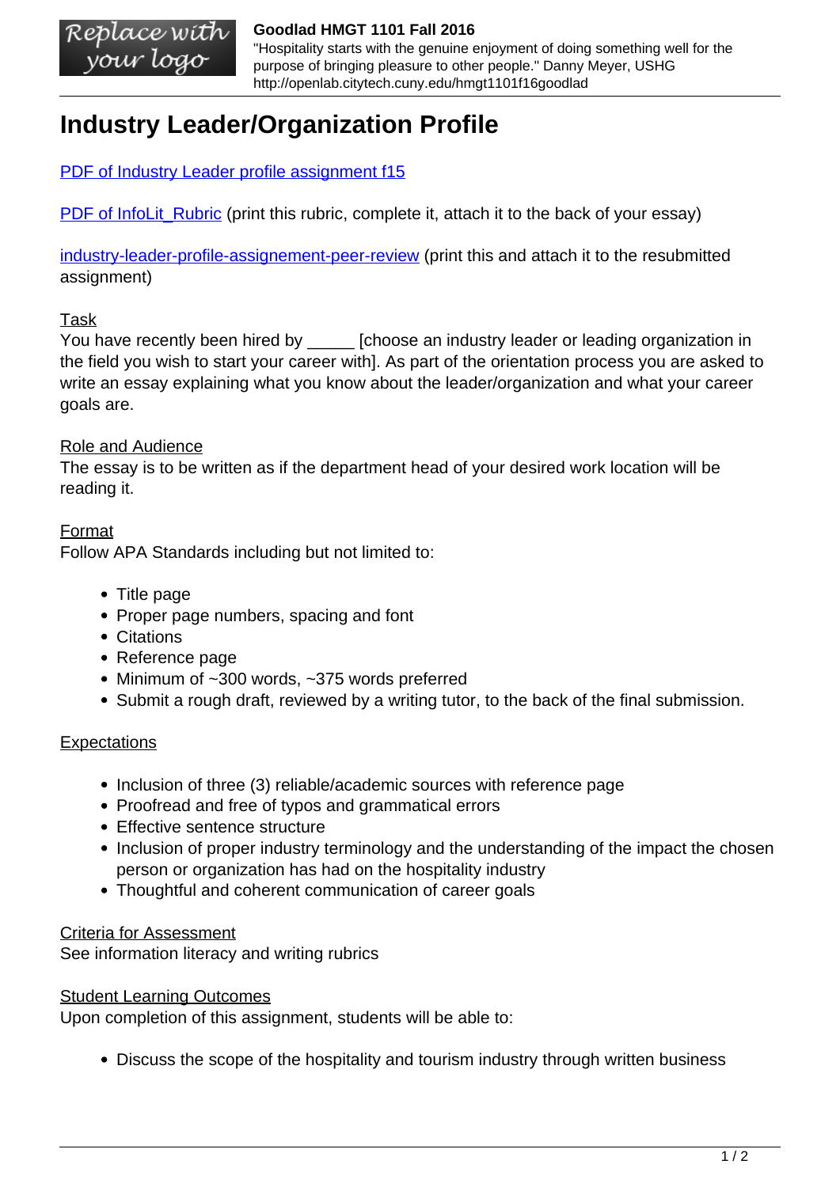# Industry Leader/Organization Profile

PDF of Industry Leader profile assignment f15

PDF of InfoLit_Rubric (print this rubric, complete it, attach it to the back of your essay)

industry-leader-profile-assignement-peer-review (print this and attach it to the resubmitted assignment)

Task

You have recently been hired by _____ [choose an industry leader or leading organization in the field you wish to start your career with]. As part of the orientation process you are asked to write an essay explaining what you know about the leader/organization and what your career goals are.

Role and Audience

The essay is to be written as if the department head of your desired work location will be reading it.

Format

Follow APA Standards including but not limited to:

- Title page
- Proper page numbers, spacing and font
- Citations
- Reference page
- Minimum of ~300 words, ~375 words preferred
- Submit a rough draft, reviewed by a writing tutor, to the back of the final submission.

Expectations

- Inclusion of three (3) reliable/academic sources with reference page
- Proofread and free of typos and grammatical errors
- Effective sentence structure
- Inclusion of proper industry terminology and the understanding of the impact the chosen person or organization has had on the hospitality industry
- Thoughtful and coherent communication of career goals

Criteria for Assessment

See information literacy and writing rubrics

Student Learning Outcomes

Upon completion of this assignment, students will be able to:

- Discuss the scope of the hospitality and tourism industry through written business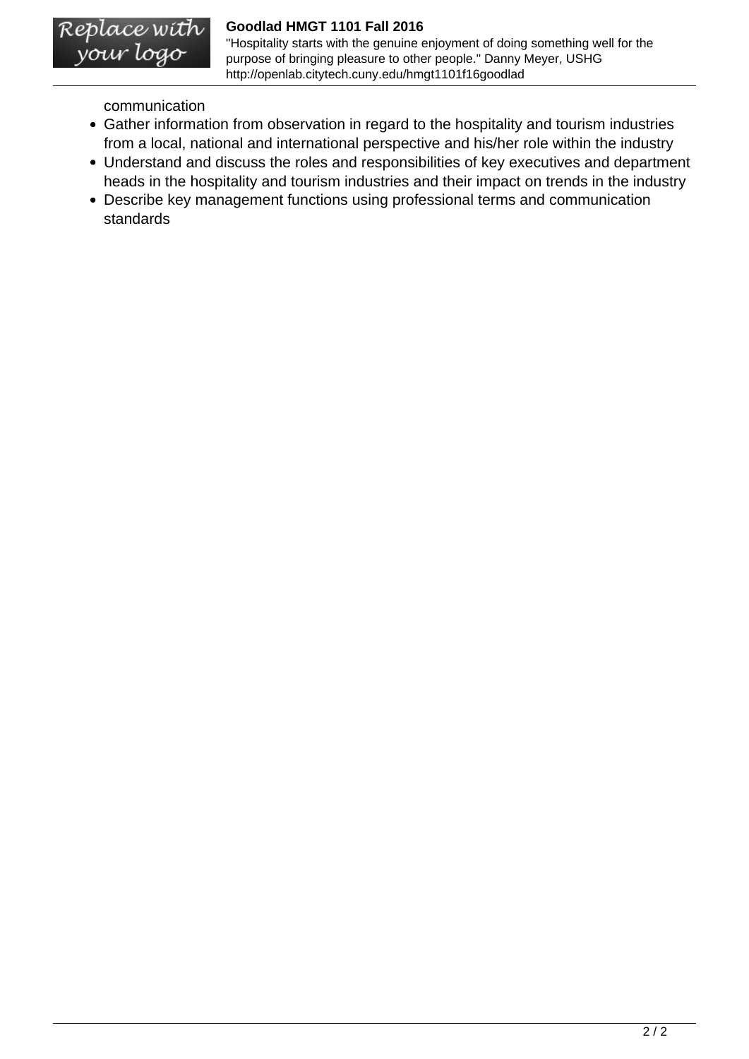communication

- Gather information from observation in regard to the hospitality and tourism industries from a local, national and international perspective and his/her role within the industry
- Understand and discuss the roles and responsibilities of key executives and department heads in the hospitality and tourism industries and their impact on trends in the industry
- Describe key management functions using professional terms and communication standards